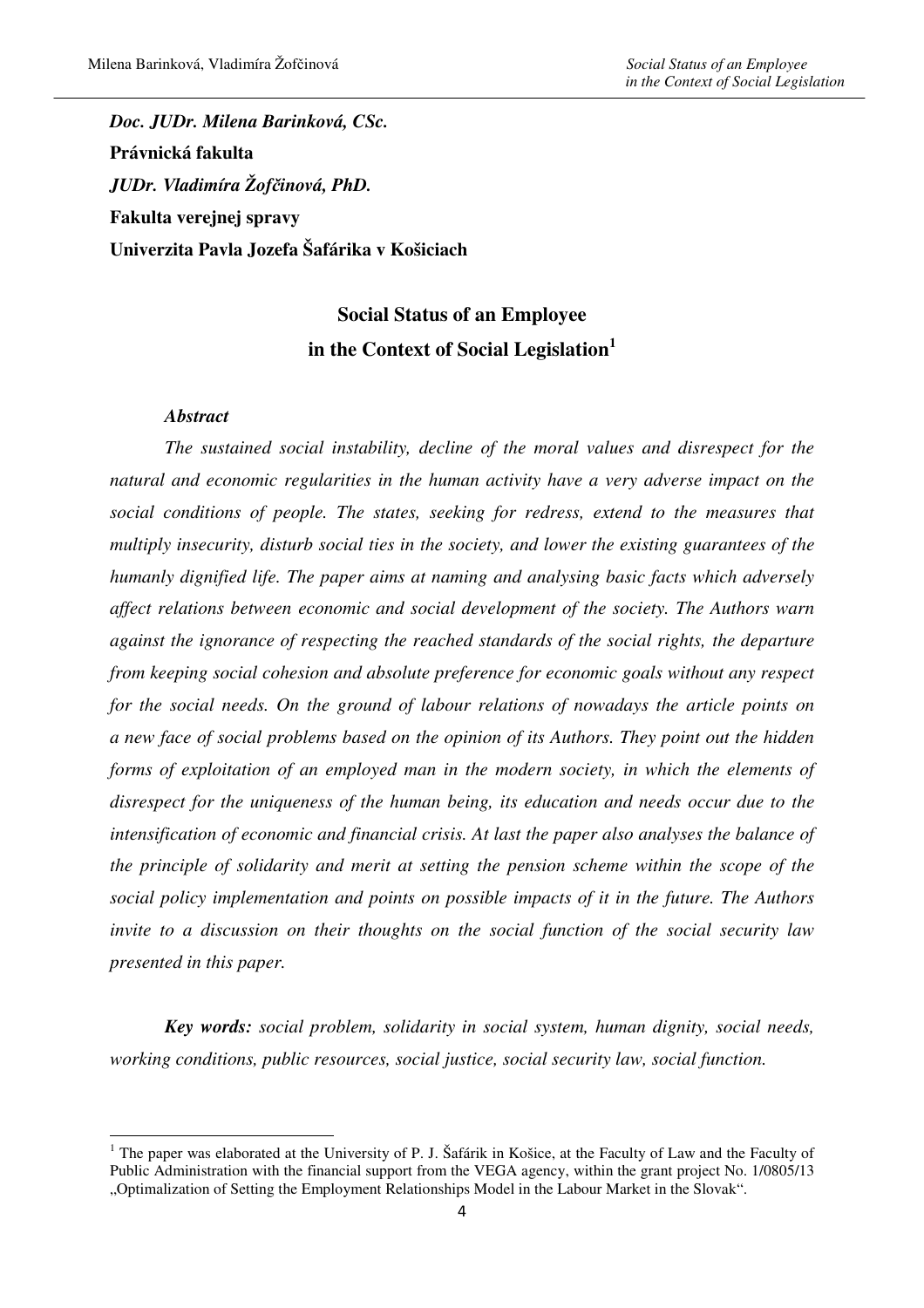***Doc. JUDr. Milena Barinková, CSc.***

**Právnická fakulta**

***JUDr. Vladimíra Žofčinová, PhD.***

**Fakulta verejnej spravy**

**Univerzita Pavla Jozefa Šafárika v Košiciach**

# Social Status of an Employee in the Context of Social Legislation[1]

***Abstract***

*The sustained social instability, decline of the moral values and disrespect for the natural and economic regularities in the human activity have a very adverse impact on the social conditions of people. The states, seeking for redress, extend to the measures that multiply insecurity, disturb social ties in the society, and lower the existing guarantees of the humanly dignified life. The paper aims at naming and analysing basic facts which adversely affect relations between economic and social development of the society. The Authors warn against the ignorance of respecting the reached standards of the social rights, the departure from keeping social cohesion and absolute preference for economic goals without any respect for the social needs. On the ground of labour relations of nowadays the article points on a new face of social problems based on the opinion of its Authors. They point out the hidden forms of exploitation of an employed man in the modern society, in which the elements of disrespect for the uniqueness of the human being, its education and needs occur due to the intensification of economic and financial crisis. At last the paper also analyses the balance of the principle of solidarity and merit at setting the pension scheme within the scope of the social policy implementation and points on possible impacts of it in the future. The Authors invite to a discussion on their thoughts on the social function of the social security law presented in this paper.*

***Key words:*** *social problem, solidarity in social system, human dignity, social needs, working conditions, public resources, social justice, social security law, social function.*

---

[1] The paper was elaborated at the University of P. J. Šafárik in Košice, at the Faculty of Law and the Faculty of Public Administration with the financial support from the VEGA agency, within the grant project No. 1/0805/13 „Optimalization of Setting the Employment Relationships Model in the Labour Market in the Slovak".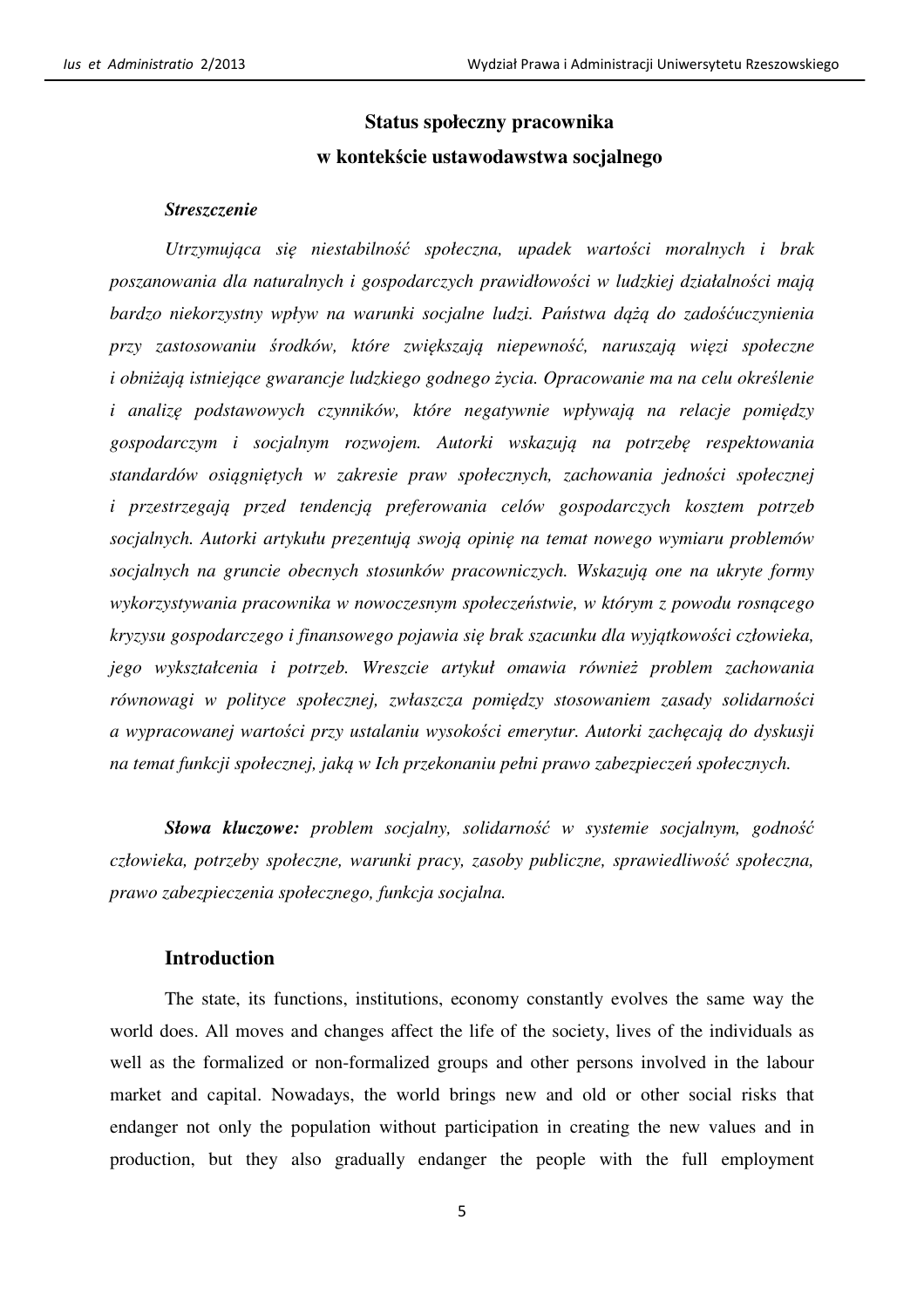# Status społeczny pracownika w kontekście ustawodawstwa socjalnego

***Streszczenie***

*Utrzymująca się niestabilność społeczna, upadek wartości moralnych i brak poszanowania dla naturalnych i gospodarczych prawidłowości w ludzkiej działalności mają bardzo niekorzystny wpływ na warunki socjalne ludzi. Państwa dążą do zadośćuczynienia przy zastosowaniu środków, które zwiększają niepewność, naruszają więzi społeczne i obniżają istniejące gwarancje ludzkiego godnego życia. Opracowanie ma na celu określenie i analizę podstawowych czynników, które negatywnie wpływają na relacje pomiędzy gospodarczym i socjalnym rozwojem. Autorki wskazują na potrzebę respektowania standardów osiągniętych w zakresie praw społecznych, zachowania jedności społecznej i przestrzegają przed tendencją preferowania celów gospodarczych kosztem potrzeb socjalnych. Autorki artykułu prezentują swoją opinię na temat nowego wymiaru problemów socjalnych na gruncie obecnych stosunków pracowniczych. Wskazują one na ukryte formy wykorzystywania pracownika w nowoczesnym społeczeństwie, w którym z powodu rosnącego kryzysu gospodarczego i finansowego pojawia się brak szacunku dla wyjątkowości człowieka, jego wykształcenia i potrzeb. Wreszcie artykuł omawia również problem zachowania równowagi w polityce społecznej, zwłaszcza pomiędzy stosowaniem zasady solidarności a wypracowanej wartości przy ustalaniu wysokości emerytur. Autorki zachęcają do dyskusji na temat funkcji społecznej, jaką w Ich przekonaniu pełni prawo zabezpieczeń społecznych.*

***Słowa kluczowe:*** *problem socjalny, solidarność w systemie socjalnym, godność człowieka, potrzeby społeczne, warunki pracy, zasoby publiczne, sprawiedliwość społeczna, prawo zabezpieczenia społecznego, funkcja socjalna.*

## Introduction

The state, its functions, institutions, economy constantly evolves the same way the world does. All moves and changes affect the life of the society, lives of the individuals as well as the formalized or non-formalized groups and other persons involved in the labour market and capital. Nowadays, the world brings new and old or other social risks that endanger not only the population without participation in creating the new values and in production, but they also gradually endanger the people with the full employment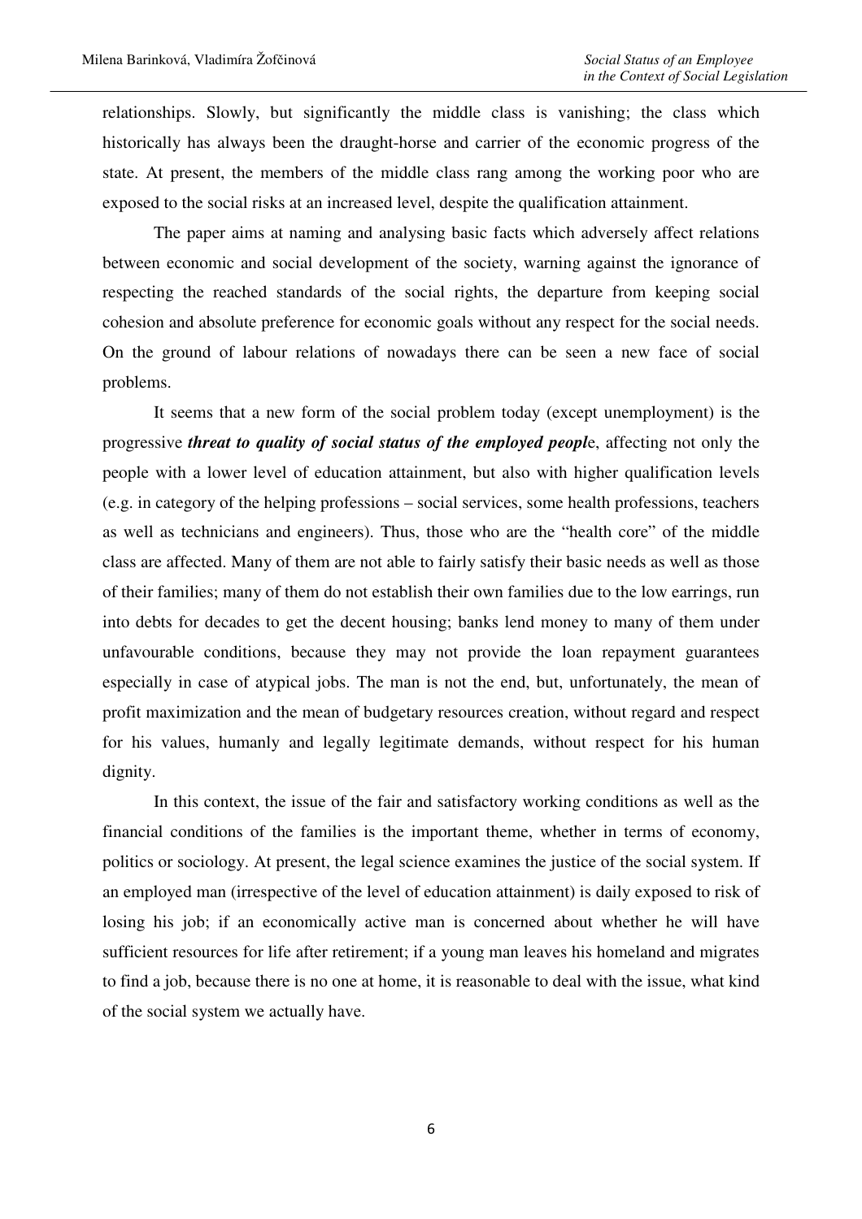relationships. Slowly, but significantly the middle class is vanishing; the class which historically has always been the draught-horse and carrier of the economic progress of the state. At present, the members of the middle class rang among the working poor who are exposed to the social risks at an increased level, despite the qualification attainment.

The paper aims at naming and analysing basic facts which adversely affect relations between economic and social development of the society, warning against the ignorance of respecting the reached standards of the social rights, the departure from keeping social cohesion and absolute preference for economic goals without any respect for the social needs. On the ground of labour relations of nowadays there can be seen a new face of social problems.

It seems that a new form of the social problem today (except unemployment) is the progressive ***threat to quality of social status of the employed peopl***e, affecting not only the people with a lower level of education attainment, but also with higher qualification levels (e.g. in category of the helping professions – social services, some health professions, teachers as well as technicians and engineers). Thus, those who are the "health core" of the middle class are affected. Many of them are not able to fairly satisfy their basic needs as well as those of their families; many of them do not establish their own families due to the low earrings, run into debts for decades to get the decent housing; banks lend money to many of them under unfavourable conditions, because they may not provide the loan repayment guarantees especially in case of atypical jobs. The man is not the end, but, unfortunately, the mean of profit maximization and the mean of budgetary resources creation, without regard and respect for his values, humanly and legally legitimate demands, without respect for his human dignity.

In this context, the issue of the fair and satisfactory working conditions as well as the financial conditions of the families is the important theme, whether in terms of economy, politics or sociology. At present, the legal science examines the justice of the social system. If an employed man (irrespective of the level of education attainment) is daily exposed to risk of losing his job; if an economically active man is concerned about whether he will have sufficient resources for life after retirement; if a young man leaves his homeland and migrates to find a job, because there is no one at home, it is reasonable to deal with the issue, what kind of the social system we actually have.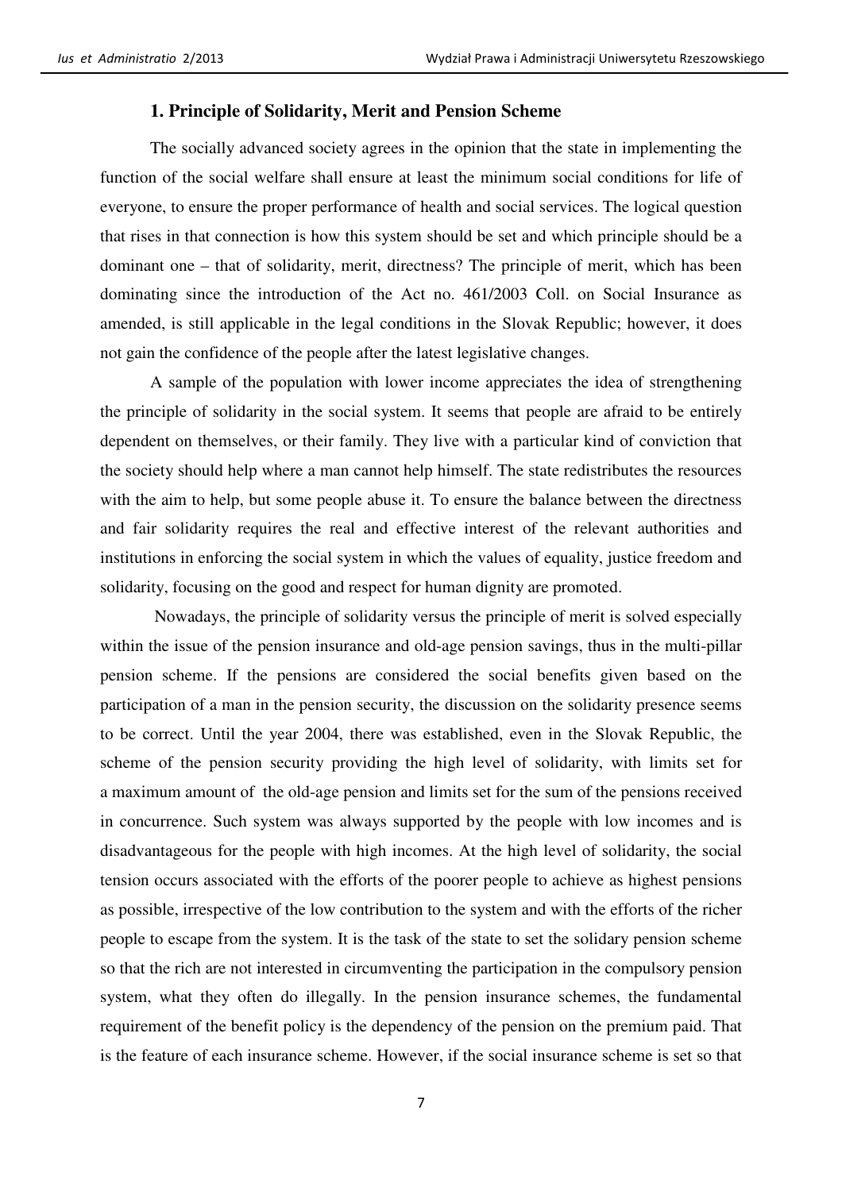### 1. Principle of Solidarity, Merit and Pension Scheme

The socially advanced society agrees in the opinion that the state in implementing the function of the social welfare shall ensure at least the minimum social conditions for life of everyone, to ensure the proper performance of health and social services. The logical question that rises in that connection is how this system should be set and which principle should be a dominant one – that of solidarity, merit, directness? The principle of merit, which has been dominating since the introduction of the Act no. 461/2003 Coll. on Social Insurance as amended, is still applicable in the legal conditions in the Slovak Republic; however, it does not gain the confidence of the people after the latest legislative changes.

A sample of the population with lower income appreciates the idea of strengthening the principle of solidarity in the social system. It seems that people are afraid to be entirely dependent on themselves, or their family. They live with a particular kind of conviction that the society should help where a man cannot help himself. The state redistributes the resources with the aim to help, but some people abuse it. To ensure the balance between the directness and fair solidarity requires the real and effective interest of the relevant authorities and institutions in enforcing the social system in which the values of equality, justice freedom and solidarity, focusing on the good and respect for human dignity are promoted.

Nowadays, the principle of solidarity versus the principle of merit is solved especially within the issue of the pension insurance and old-age pension savings, thus in the multi-pillar pension scheme. If the pensions are considered the social benefits given based on the participation of a man in the pension security, the discussion on the solidarity presence seems to be correct. Until the year 2004, there was established, even in the Slovak Republic, the scheme of the pension security providing the high level of solidarity, with limits set for a maximum amount of the old-age pension and limits set for the sum of the pensions received in concurrence. Such system was always supported by the people with low incomes and is disadvantageous for the people with high incomes. At the high level of solidarity, the social tension occurs associated with the efforts of the poorer people to achieve as highest pensions as possible, irrespective of the low contribution to the system and with the efforts of the richer people to escape from the system. It is the task of the state to set the solidary pension scheme so that the rich are not interested in circumventing the participation in the compulsory pension system, what they often do illegally. In the pension insurance schemes, the fundamental requirement of the benefit policy is the dependency of the pension on the premium paid. That is the feature of each insurance scheme. However, if the social insurance scheme is set so that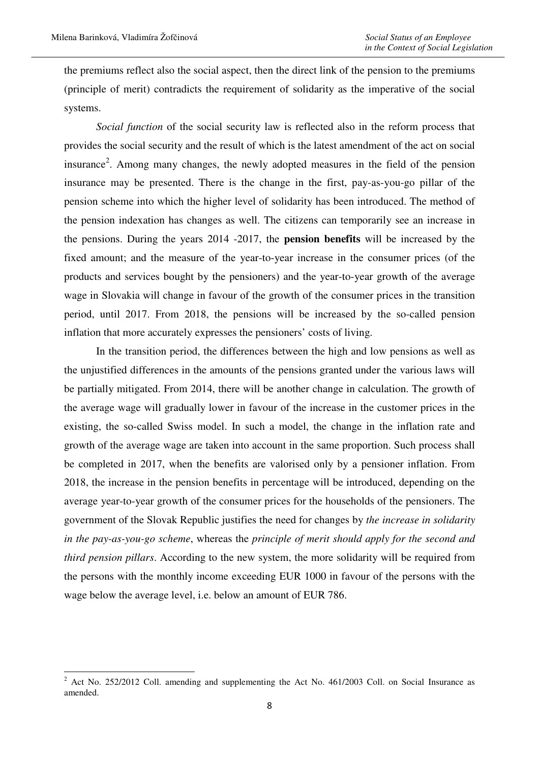the premiums reflect also the social aspect, then the direct link of the pension to the premiums (principle of merit) contradicts the requirement of solidarity as the imperative of the social systems.

*Social function* of the social security law is reflected also in the reform process that provides the social security and the result of which is the latest amendment of the act on social insurance[2]. Among many changes, the newly adopted measures in the field of the pension insurance may be presented. There is the change in the first, pay-as-you-go pillar of the pension scheme into which the higher level of solidarity has been introduced. The method of the pension indexation has changes as well. The citizens can temporarily see an increase in the pensions. During the years 2014 -2017, the **pension benefits** will be increased by the fixed amount; and the measure of the year-to-year increase in the consumer prices (of the products and services bought by the pensioners) and the year-to-year growth of the average wage in Slovakia will change in favour of the growth of the consumer prices in the transition period, until 2017. From 2018, the pensions will be increased by the so-called pension inflation that more accurately expresses the pensioners' costs of living.

In the transition period, the differences between the high and low pensions as well as the unjustified differences in the amounts of the pensions granted under the various laws will be partially mitigated. From 2014, there will be another change in calculation. The growth of the average wage will gradually lower in favour of the increase in the customer prices in the existing, the so-called Swiss model. In such a model, the change in the inflation rate and growth of the average wage are taken into account in the same proportion. Such process shall be completed in 2017, when the benefits are valorised only by a pensioner inflation. From 2018, the increase in the pension benefits in percentage will be introduced, depending on the average year-to-year growth of the consumer prices for the households of the pensioners. The government of the Slovak Republic justifies the need for changes by *the increase in solidarity in the pay-as-you-go scheme*, whereas the *principle of merit should apply for the second and third pension pillars*. According to the new system, the more solidarity will be required from the persons with the monthly income exceeding EUR 1000 in favour of the persons with the wage below the average level, i.e. below an amount of EUR 786.

---

[2] Act No. 252/2012 Coll. amending and supplementing the Act No. 461/2003 Coll. on Social Insurance as amended.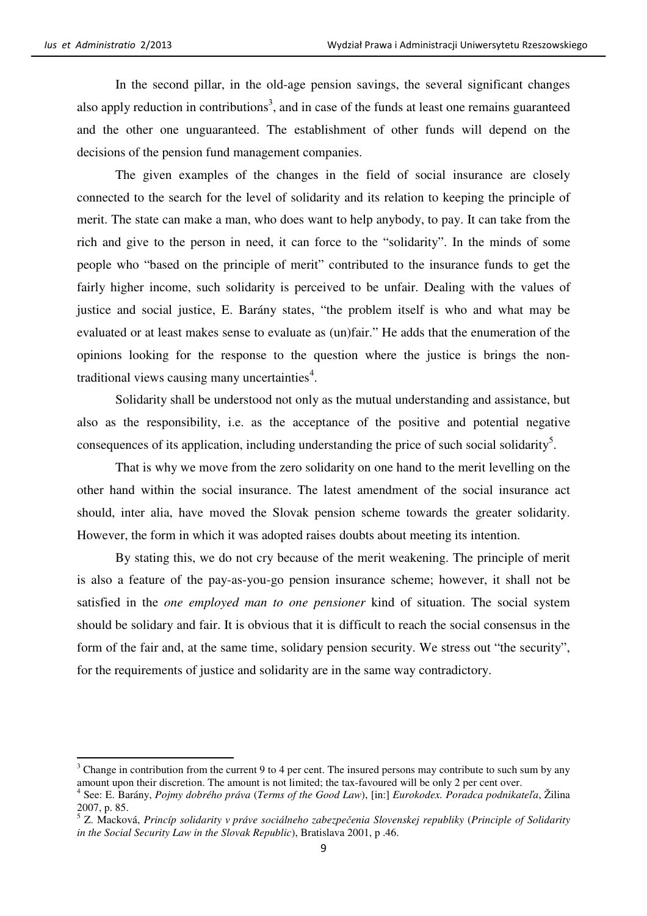In the second pillar, in the old-age pension savings, the several significant changes also apply reduction in contributions[3], and in case of the funds at least one remains guaranteed and the other one unguaranteed. The establishment of other funds will depend on the decisions of the pension fund management companies.

The given examples of the changes in the field of social insurance are closely connected to the search for the level of solidarity and its relation to keeping the principle of merit. The state can make a man, who does want to help anybody, to pay. It can take from the rich and give to the person in need, it can force to the "solidarity". In the minds of some people who "based on the principle of merit" contributed to the insurance funds to get the fairly higher income, such solidarity is perceived to be unfair. Dealing with the values of justice and social justice, E. Barány states, "the problem itself is who and what may be evaluated or at least makes sense to evaluate as (un)fair." He adds that the enumeration of the opinions looking for the response to the question where the justice is brings the non-traditional views causing many uncertainties[4].

Solidarity shall be understood not only as the mutual understanding and assistance, but also as the responsibility, i.e. as the acceptance of the positive and potential negative consequences of its application, including understanding the price of such social solidarity[5].

That is why we move from the zero solidarity on one hand to the merit levelling on the other hand within the social insurance. The latest amendment of the social insurance act should, inter alia, have moved the Slovak pension scheme towards the greater solidarity. However, the form in which it was adopted raises doubts about meeting its intention.

By stating this, we do not cry because of the merit weakening. The principle of merit is also a feature of the pay-as-you-go pension insurance scheme; however, it shall not be satisfied in the *one employed man to one pensioner* kind of situation. The social system should be solidary and fair. It is obvious that it is difficult to reach the social consensus in the form of the fair and, at the same time, solidary pension security. We stress out "the security", for the requirements of justice and solidarity are in the same way contradictory.

---

[3] Change in contribution from the current 9 to 4 per cent. The insured persons may contribute to such sum by any amount upon their discretion. The amount is not limited; the tax-favoured will be only 2 per cent over.

[4] See: E. Barány, *Pojmy dobrého práva* (*Terms of the Good Law*), [in:] *Eurokodex. Poradca podnikateľa*, Žilina 2007, p. 85.

[5] Z. Macková, *Princíp solidarity v práve sociálneho zabezpečenia Slovenskej republiky* (*Principle of Solidarity in the Social Security Law in the Slovak Republic*), Bratislava 2001, p .46.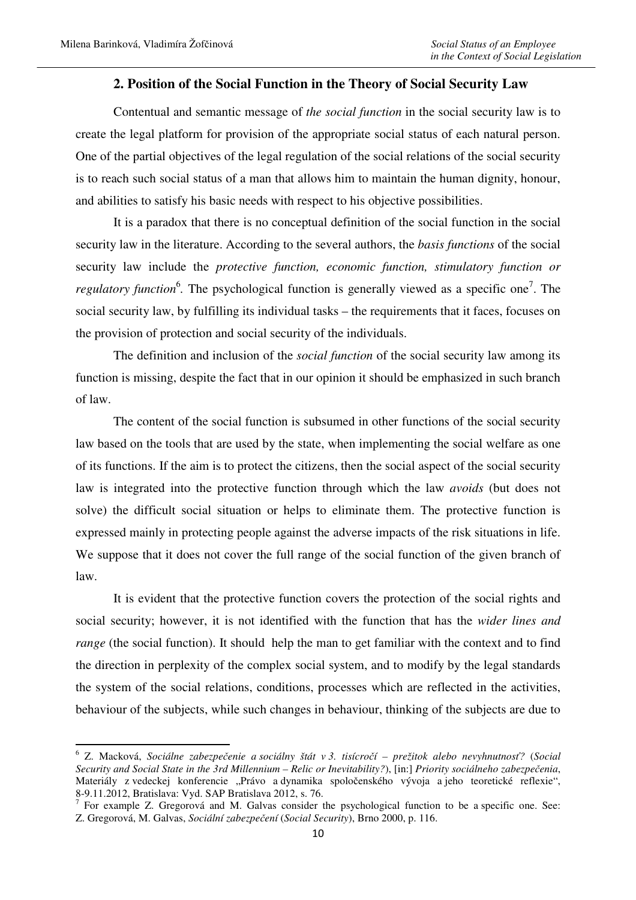## 2. Position of the Social Function in the Theory of Social Security Law

Contentual and semantic message of *the social function* in the social security law is to create the legal platform for provision of the appropriate social status of each natural person. One of the partial objectives of the legal regulation of the social relations of the social security is to reach such social status of a man that allows him to maintain the human dignity, honour, and abilities to satisfy his basic needs with respect to his objective possibilities.

It is a paradox that there is no conceptual definition of the social function in the social security law in the literature. According to the several authors, the *basis functions* of the social security law include the *protective function, economic function, stimulatory function or regulatory function*[6]. The psychological function is generally viewed as a specific one[7]. The social security law, by fulfilling its individual tasks – the requirements that it faces, focuses on the provision of protection and social security of the individuals.

The definition and inclusion of the *social function* of the social security law among its function is missing, despite the fact that in our opinion it should be emphasized in such branch of law.

The content of the social function is subsumed in other functions of the social security law based on the tools that are used by the state, when implementing the social welfare as one of its functions. If the aim is to protect the citizens, then the social aspect of the social security law is integrated into the protective function through which the law *avoids* (but does not solve) the difficult social situation or helps to eliminate them. The protective function is expressed mainly in protecting people against the adverse impacts of the risk situations in life. We suppose that it does not cover the full range of the social function of the given branch of law.

It is evident that the protective function covers the protection of the social rights and social security; however, it is not identified with the function that has the *wider lines and range* (the social function). It should help the man to get familiar with the context and to find the direction in perplexity of the complex social system, and to modify by the legal standards the system of the social relations, conditions, processes which are reflected in the activities, behaviour of the subjects, while such changes in behaviour, thinking of the subjects are due to

---

[6] Z. Macková, *Sociálne zabezpečenie a sociálny štát v 3. tisícročí – prežitok alebo nevyhnutnosť?* (*Social Security and Social State in the 3rd Millennium – Relic or Inevitability?*), [in:] *Priority sociálneho zabezpečenia*, Materiály z vedeckej konferencie „Právo a dynamika spoločenského vývoja a jeho teoretické reflexie", 8-9.11.2012, Bratislava: Vyd. SAP Bratislava 2012, s. 76.

[7] For example Z. Gregorová and M. Galvas consider the psychological function to be a specific one. See: Z. Gregorová, M. Galvas, *Sociální zabezpečení* (*Social Security*), Brno 2000, p. 116.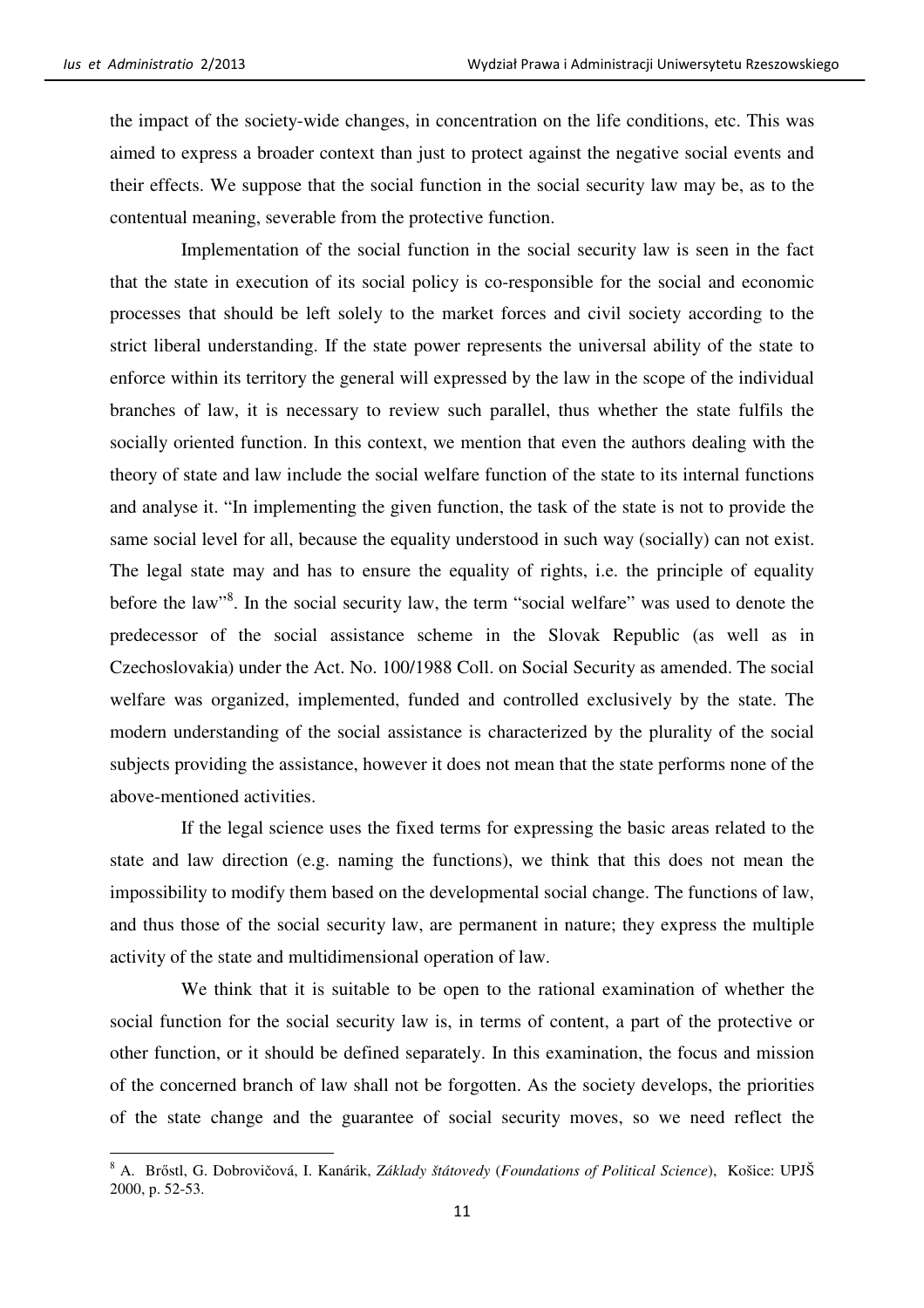the impact of the society-wide changes, in concentration on the life conditions, etc. This was aimed to express a broader context than just to protect against the negative social events and their effects. We suppose that the social function in the social security law may be, as to the contentual meaning, severable from the protective function.

Implementation of the social function in the social security law is seen in the fact that the state in execution of its social policy is co-responsible for the social and economic processes that should be left solely to the market forces and civil society according to the strict liberal understanding. If the state power represents the universal ability of the state to enforce within its territory the general will expressed by the law in the scope of the individual branches of law, it is necessary to review such parallel, thus whether the state fulfils the socially oriented function. In this context, we mention that even the authors dealing with the theory of state and law include the social welfare function of the state to its internal functions and analyse it. "In implementing the given function, the task of the state is not to provide the same social level for all, because the equality understood in such way (socially) can not exist. The legal state may and has to ensure the equality of rights, i.e. the principle of equality before the law"[8]. In the social security law, the term "social welfare" was used to denote the predecessor of the social assistance scheme in the Slovak Republic (as well as in Czechoslovakia) under the Act. No. 100/1988 Coll. on Social Security as amended. The social welfare was organized, implemented, funded and controlled exclusively by the state. The modern understanding of the social assistance is characterized by the plurality of the social subjects providing the assistance, however it does not mean that the state performs none of the above-mentioned activities.

If the legal science uses the fixed terms for expressing the basic areas related to the state and law direction (e.g. naming the functions), we think that this does not mean the impossibility to modify them based on the developmental social change. The functions of law, and thus those of the social security law, are permanent in nature; they express the multiple activity of the state and multidimensional operation of law.

We think that it is suitable to be open to the rational examination of whether the social function for the social security law is, in terms of content, a part of the protective or other function, or it should be defined separately. In this examination, the focus and mission of the concerned branch of law shall not be forgotten. As the society develops, the priorities of the state change and the guarantee of social security moves, so we need reflect the

---

[8] A. Brőstl, G. Dobrovičová, I. Kanárik, *Základy štátovedy* (*Foundations of Political Science*), Košice: UPJŠ 2000, p. 52-53.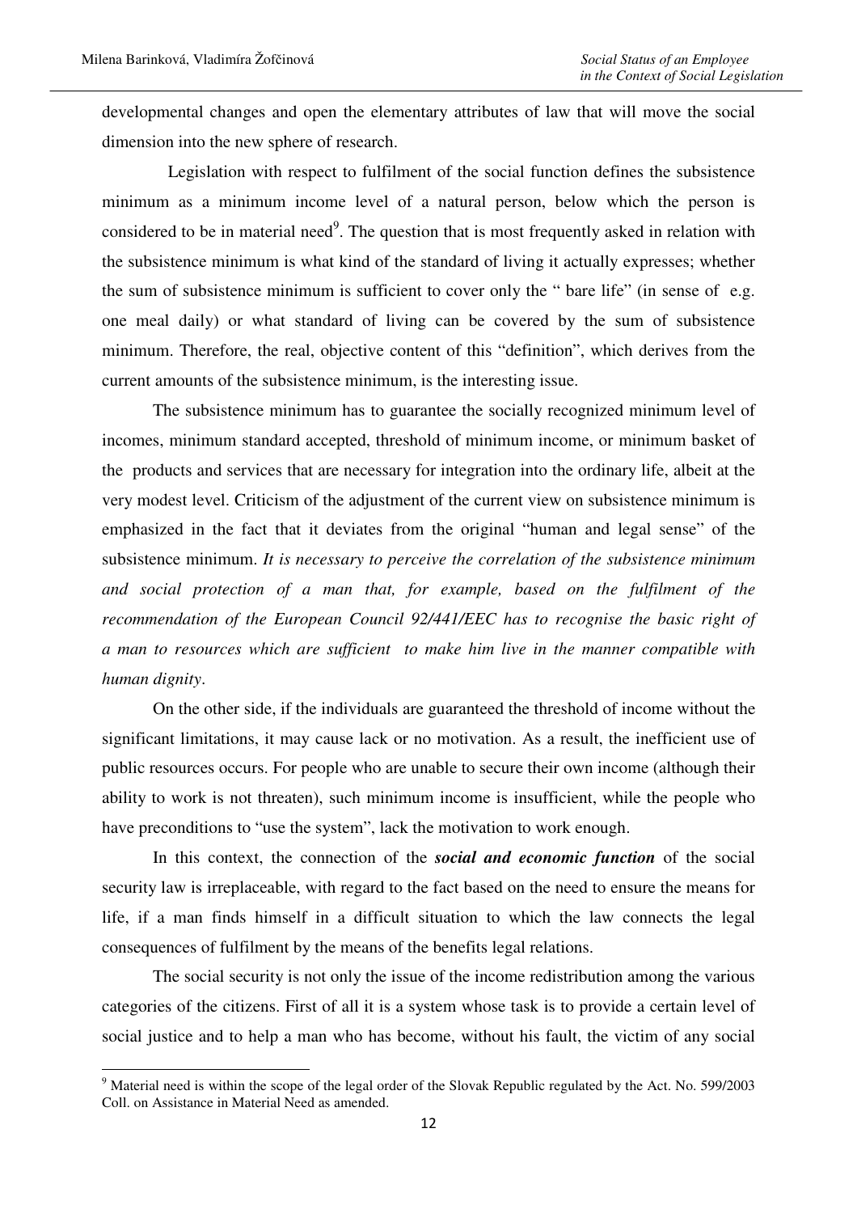developmental changes and open the elementary attributes of law that will move the social dimension into the new sphere of research.

Legislation with respect to fulfilment of the social function defines the subsistence minimum as a minimum income level of a natural person, below which the person is considered to be in material need[9]. The question that is most frequently asked in relation with the subsistence minimum is what kind of the standard of living it actually expresses; whether the sum of subsistence minimum is sufficient to cover only the " bare life" (in sense of e.g. one meal daily) or what standard of living can be covered by the sum of subsistence minimum. Therefore, the real, objective content of this "definition", which derives from the current amounts of the subsistence minimum, is the interesting issue.

The subsistence minimum has to guarantee the socially recognized minimum level of incomes, minimum standard accepted, threshold of minimum income, or minimum basket of the products and services that are necessary for integration into the ordinary life, albeit at the very modest level. Criticism of the adjustment of the current view on subsistence minimum is emphasized in the fact that it deviates from the original "human and legal sense" of the subsistence minimum. *It is necessary to perceive the correlation of the subsistence minimum and social protection of a man that, for example, based on the fulfilment of the recommendation of the European Council 92/441/EEC has to recognise the basic right of a man to resources which are sufficient to make him live in the manner compatible with human dignity*.

On the other side, if the individuals are guaranteed the threshold of income without the significant limitations, it may cause lack or no motivation. As a result, the inefficient use of public resources occurs. For people who are unable to secure their own income (although their ability to work is not threaten), such minimum income is insufficient, while the people who have preconditions to "use the system", lack the motivation to work enough.

In this context, the connection of the ***social and economic function*** of the social security law is irreplaceable, with regard to the fact based on the need to ensure the means for life, if a man finds himself in a difficult situation to which the law connects the legal consequences of fulfilment by the means of the benefits legal relations.

The social security is not only the issue of the income redistribution among the various categories of the citizens. First of all it is a system whose task is to provide a certain level of social justice and to help a man who has become, without his fault, the victim of any social

[9] Material need is within the scope of the legal order of the Slovak Republic regulated by the Act. No. 599/2003 Coll. on Assistance in Material Need as amended.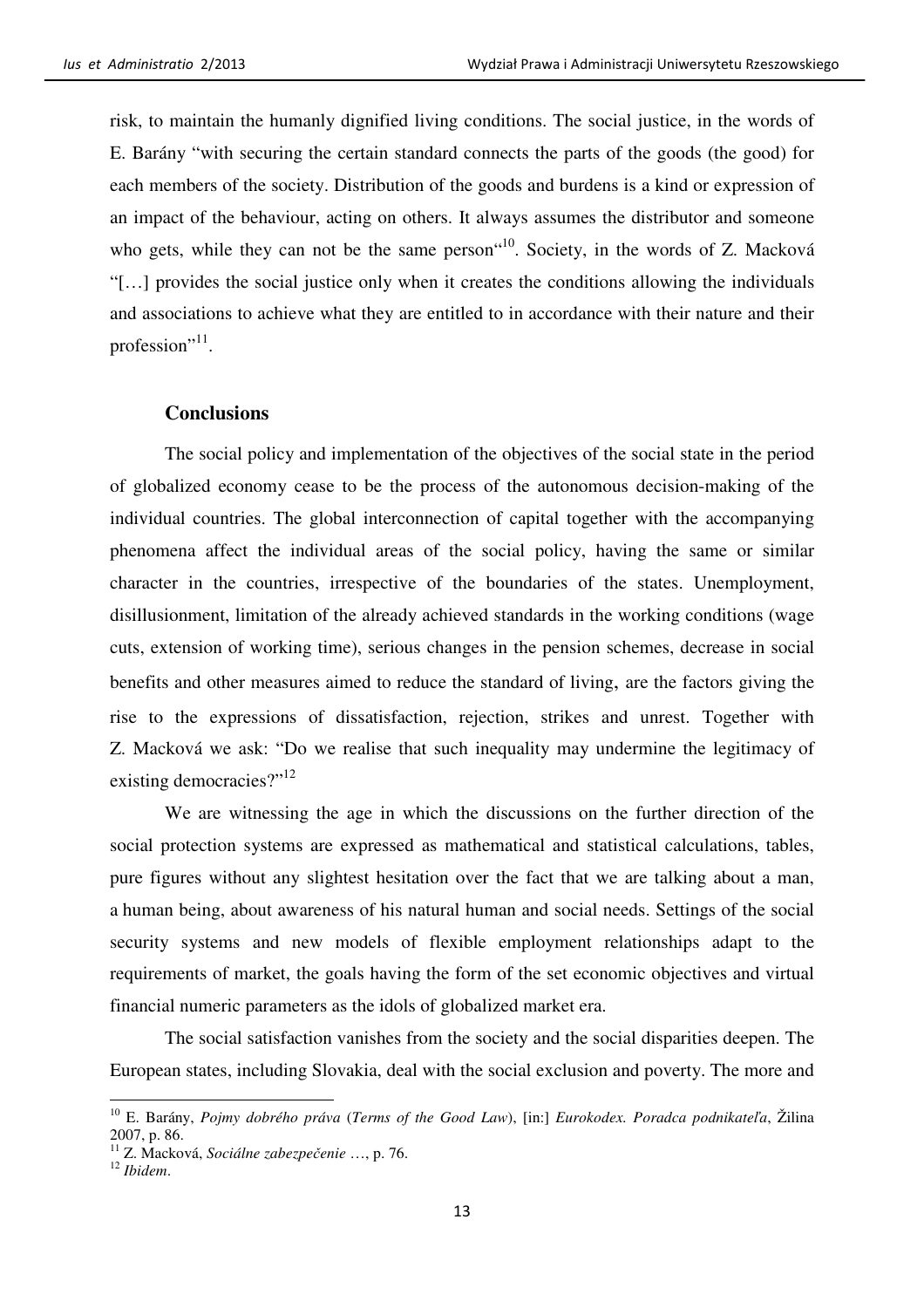risk, to maintain the humanly dignified living conditions. The social justice, in the words of E. Barány "with securing the certain standard connects the parts of the goods (the good) for each members of the society. Distribution of the goods and burdens is a kind or expression of an impact of the behaviour, acting on others. It always assumes the distributor and someone who gets, while they can not be the same person"[10]. Society, in the words of Z. Macková "[…] provides the social justice only when it creates the conditions allowing the individuals and associations to achieve what they are entitled to in accordance with their nature and their profession"[11].

### Conclusions

The social policy and implementation of the objectives of the social state in the period of globalized economy cease to be the process of the autonomous decision-making of the individual countries. The global interconnection of capital together with the accompanying phenomena affect the individual areas of the social policy, having the same or similar character in the countries, irrespective of the boundaries of the states. Unemployment, disillusionment, limitation of the already achieved standards in the working conditions (wage cuts, extension of working time), serious changes in the pension schemes, decrease in social benefits and other measures aimed to reduce the standard of living, are the factors giving the rise to the expressions of dissatisfaction, rejection, strikes and unrest. Together with Z. Macková we ask: "Do we realise that such inequality may undermine the legitimacy of existing democracies?"[12]

We are witnessing the age in which the discussions on the further direction of the social protection systems are expressed as mathematical and statistical calculations, tables, pure figures without any slightest hesitation over the fact that we are talking about a man, a human being, about awareness of his natural human and social needs. Settings of the social security systems and new models of flexible employment relationships adapt to the requirements of market, the goals having the form of the set economic objectives and virtual financial numeric parameters as the idols of globalized market era.

The social satisfaction vanishes from the society and the social disparities deepen. The European states, including Slovakia, deal with the social exclusion and poverty. The more and

---

[10] E. Barány, *Pojmy dobrého práva* (*Terms of the Good Law*), [in:] *Eurokodex. Poradca podnikateľa*, Žilina 2007, p. 86.

[11] Z. Macková, *Sociálne zabezpečenie* …, p. 76.

[12] *Ibidem*.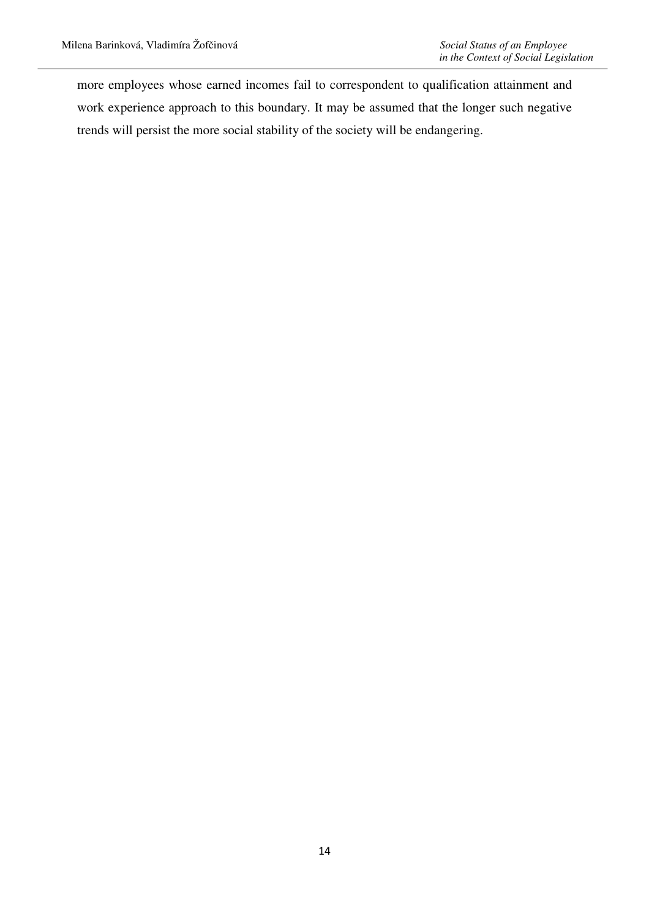more employees whose earned incomes fail to correspondent to qualification attainment and work experience approach to this boundary. It may be assumed that the longer such negative trends will persist the more social stability of the society will be endangering.